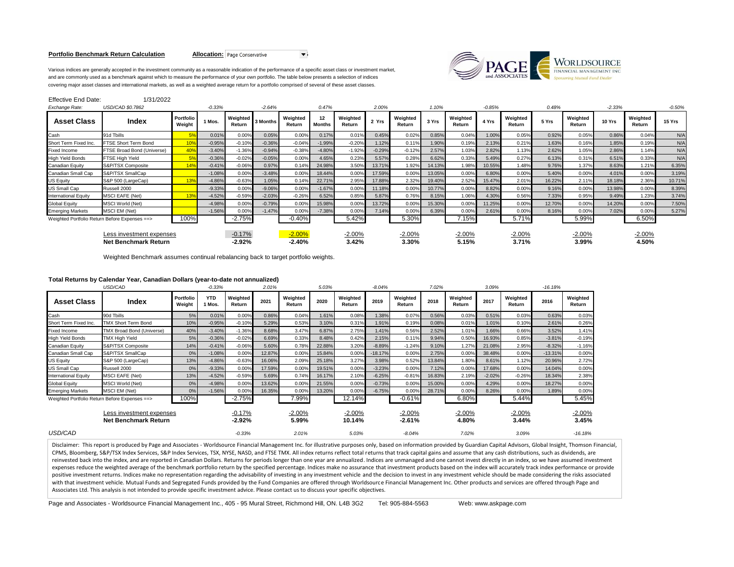**Portfolio Benchmark Return Calculation** **Allocation:** Page Conservative

Various indices are generally accepted in the investment community as a reasonable indication of the performance of a specific asset class or investment market, and are commonly used as a benchmark against which to measure the performance of your own portfolio. The table below presents a selection of indices covering major asset classes and international markets, as well as a weighted average return for a portfolio comprised of several of these asset classes.

Effective End Date: 1/31/2022

| *Exchange Rate:* | *USD/CAD $0.7862* | | *-0.33%* | | *-2.64%* | | *0.47%* | | *2.00%* | | *1.10%* | | *-0.85%* | | *0.48%* | | *-2.33%* | | *-0.50%* |
|---|---|---|---|---|---|---|---|---|---|---|---|---|---|---|---|---|---|---|---|
| **Asset Class** | **Index** | **Portfolio Weight** | **1 Mos.** | **Weighted Return** | **3 Months** | **Weighted Return** | **12 Months** | **Weighted Return** | **2 Yrs** | **Weighted Return** | **3 Yrs** | **Weighted Return** | **4 Yrs** | **Weighted Return** | **5 Yrs** | **Weighted Return** | **10 Yrs** | **Weighted Return** | **15 Yrs** |
| Cash | 91d Tbills | 5% | 0.01% | 0.00% | 0.05% | 0.00% | 0.17% | 0.01% | 0.45% | 0.02% | 0.85% | 0.04% | 1.00% | 0.05% | 0.92% | 0.05% | 0.86% | 0.04% | N/A |
| Short Term Fixed Inc. | FTSE Short Term Bond | 10% | -0.95% | -0.10% | -0.36% | -0.04% | -1.99% | -0.20% | 1.12% | 0.11% | 1.90% | 0.19% | 2.13% | 0.21% | 1.63% | 0.16% | 1.85% | 0.19% | N/A |
| Fixed Income | FTSE Broad Bond (Universe) | 40% | -3.40% | -1.36% | -0.94% | -0.38% | -4.80% | -1.92% | -0.29% | -0.12% | 2.57% | 1.03% | 2.82% | 1.13% | 2.62% | 1.05% | 2.86% | 1.14% | N/A |
| High Yield Bonds | FTSE High Yield | 5% | -0.36% | -0.02% | -0.05% | 0.00% | 4.65% | 0.23% | 5.57% | 0.28% | 6.62% | 0.33% | 5.49% | 0.27% | 6.13% | 0.31% | 6.51% | 0.33% | N/A |
| Canadian Equity | S&P/TSX Composite | 14% | -0.41% | -0.06% | 0.97% | 0.14% | 24.98% | 3.50% | 13.71% | 1.92% | 14.13% | 1.98% | 10.55% | 1.48% | 9.76% | 1.37% | 8.63% | 1.21% | 6.35% |
| Canadian Small Cap | S&P/TSX SmallCap | | -1.08% | 0.00% | -3.48% | 0.00% | 18.44% | 0.00% | 17.59% | 0.00% | 13.05% | 0.00% | 6.80% | 0.00% | 5.40% | 0.00% | 4.01% | 0.00% | 3.19% |
| US Equity | S&P 500 (LargeCap) | 13% | -4.86% | -0.63% | 1.05% | 0.14% | 22.71% | 2.95% | 17.88% | 2.32% | 19.40% | 2.52% | 15.47% | 2.01% | 16.22% | 2.11% | 18.18% | 2.36% | 10.71% |
| US Small Cap | Russell 2000 | | -9.33% | 0.00% | -9.06% | 0.00% | -1.67% | 0.00% | 11.18% | 0.00% | 10.77% | 0.00% | 8.82% | 0.00% | 9.16% | 0.00% | 13.98% | 0.00% | 8.39% |
| International Equity | MSCI EAFE (Net) | 13% | -4.52% | -0.59% | -2.03% | -0.26% | 6.52% | 0.85% | 5.87% | 0.76% | 8.15% | 1.06% | 4.30% | 0.56% | 7.33% | 0.95% | 9.49% | 1.23% | 3.74% |
| Global Equity | MSCI World (Net) | | -4.98% | 0.00% | -0.79% | 0.00% | 15.98% | 0.00% | 13.72% | 0.00% | 15.30% | 0.00% | 11.25% | 0.00% | 12.70% | 0.00% | 14.20% | 0.00% | 7.50% |
| Emerging Markets | MSCI EM (Net) | | -1.56% | 0.00% | -1.47% | 0.00% | -7.38% | 0.00% | 7.14% | 0.00% | 6.39% | 0.00% | 2.61% | 0.00% | 8.16% | 0.00% | 7.02% | 0.00% | 5.27% |
| Weighted Portfolio Return Before Expenses ==> | | 100% | | -2.75% | | -0.40% | | 5.42% | | 5.30% | | 7.15% | | 5.71% | | 5.99% | | 6.50% | |
| Less investment expenses | | | | -0.17% | | -2.00% | | -2.00% | | -2.00% | | -2.00% | | -2.00% | | -2.00% | | -2.00% | |
| **Net Benchmark Return** | | | | **-2.92%** | | **-2.40%** | | **3.42%** | | **3.30%** | | **5.15%** | | **3.71%** | | **3.99%** | | **4.50%** | |

Weighted Benchmark assumes continual rebalancing back to target portfolio weights.

**Total Returns by Calendar Year, Canadian Dollars (year-to-date not annualized)**

| | *USD/CAD* | | *-0.33%* | | *2.01%* | | *5.03%* | | *-8.04%* | | *7.02%* | | *3.09%* | | *-16.18%* | |
|---|---|---|---|---|---|---|---|---|---|---|---|---|---|---|---|---|
| **Asset Class** | **Index** | **Portfolio Weight** | **YTD 1 Mos.** | **Weighted Return** | **2021** | **Weighted Return** | **2020** | **Weighted Return** | **2019** | **Weighted Return** | **2018** | **Weighted Return** | **2017** | **Weighted Return** | **2016** | **Weighted Return** |
| Cash | 90d Tbills | 5% | 0.01% | 0.00% | 0.86% | 0.04% | 1.61% | 0.08% | 1.38% | 0.07% | 0.56% | 0.03% | 0.51% | 0.03% | 0.63% | 0.03% |
| Short Term Fixed Inc. | TMX Short Term Bond | 10% | -0.95% | -0.10% | 5.29% | 0.53% | 3.10% | 0.31% | 1.91% | 0.19% | 0.08% | 0.01% | 1.01% | 0.10% | 2.61% | 0.26% |
| Fixed Income | TMX Broad Bond (Universe) | 40% | -3.40% | -1.36% | 8.68% | 3.47% | 6.87% | 2.75% | 1.41% | 0.56% | 2.52% | 1.01% | 1.66% | 0.66% | 3.52% | 1.41% |
| High Yield Bonds | TMX High Yield | 5% | -0.36% | -0.02% | 6.69% | 0.33% | 8.48% | 0.42% | 2.15% | 0.11% | 9.94% | 0.50% | 16.93% | 0.85% | -3.81% | -0.19% |
| Canadian Equity | S&P/TSX Composite | 14% | -0.41% | -0.06% | 5.60% | 0.78% | 22.88% | 3.20% | -8.89% | -1.24% | 9.10% | 1.27% | 21.08% | 2.95% | -8.32% | -1.16% |
| Canadian Small Cap | S&P/TSX SmallCap | 0% | -1.08% | 0.00% | 12.87% | 0.00% | 15.84% | 0.00% | -18.17% | 0.00% | 2.75% | 0.00% | 38.48% | 0.00% | -13.31% | 0.00% |
| US Equity | S&P 500 (LargeCap) | 13% | -4.86% | -0.63% | 16.06% | 2.09% | 25.18% | 3.27% | 3.98% | 0.52% | 13.84% | 1.80% | 8.61% | 1.12% | 20.96% | 2.72% |
| US Small Cap | Russell 2000 | 0% | -9.33% | 0.00% | 17.59% | 0.00% | 19.51% | 0.00% | -3.23% | 0.00% | 7.12% | 0.00% | 17.68% | 0.00% | 14.04% | 0.00% |
| International Equity | MSCI EAFE (Net) | 13% | -4.52% | -0.59% | 5.69% | 0.74% | 16.17% | 2.10% | -6.25% | -0.81% | 16.83% | 2.19% | -2.02% | -0.26% | 18.34% | 2.38% |
| Global Equity | MSCI World (Net) | 0% | -4.98% | 0.00% | 13.62% | 0.00% | 21.55% | 0.00% | -0.73% | 0.00% | 15.00% | 0.00% | 4.29% | 0.00% | 18.27% | 0.00% |
| Emerging Markets | MSCI EM (Net) | 0% | -1.56% | 0.00% | 16.35% | 0.00% | 13.20% | 0.00% | -6.75% | 0.00% | 28.71% | 0.00% | 8.26% | 0.00% | 1.89% | 0.00% |
| Weighted Portfolio Return Before Expenses ==> | | 100% | | -2.75% | | 7.99% | | 12.14% | | -0.61% | | 6.80% | | 5.44% | | 5.45% |
| Less investment expenses | | | | -0.17% | | -2.00% | | -2.00% | | -2.00% | | -2.00% | | -2.00% | | -2.00% |
| **Net Benchmark Return** | | | | **-2.92%** | | **5.99%** | | **10.14%** | | **-2.61%** | | **4.80%** | | **3.44%** | | **3.45%** |
| *USD/CAD* | | | | *-0.33%* | | *2.01%* | | *5.03%* | | *-8.04%* | | *7.02%* | | *3.09%* | | *-16.18%* |

Disclaimer: This report is produced by Page and Associates - Worldsource Financial Management Inc. for illustrative purposes only, based on information provided by Guardian Capital Advisors, Global Insight, Thomson Financial, CPMS, Bloomberg, S&P/TSX Index Services, S&P Index Services, TSX, NYSE, NASD, and FTSE TMX. All index returns reflect total returns that track capital gains and assume that any cash distributions, such as dividends, are reinvested back into the index, and are reported in Canadian Dollars. Returns for periods longer than one year are annualized. Indices are unmanaged and one cannot invest directly in an index, so we have assumed investment expenses reduce the weighted average of the benchmark portfolio return by the specified percentage. Indices make no assurance that investment products based on the index will accurately track index performance or provide positive investment returns. Indices make no representation regarding the advisability of investing in any investment vehicle and the decision to invest in any investment vehicle should be made considering the risks associated with that investment vehicle. Mutual Funds and Segregated Funds provided by the Fund Companies are offered through Worldsource Financial Management Inc. Other products and services are offered through Page and Associates Ltd. This analysis is not intended to provide specific investment advice. Please contact us to discuss your specific objectives.

Page and Associates - Worldsource Financial Management Inc., 405 - 95 Mural Street, Richmond Hill, ON. L4B 3G2 Tel: 905-884-5563 Web: www.askpage.com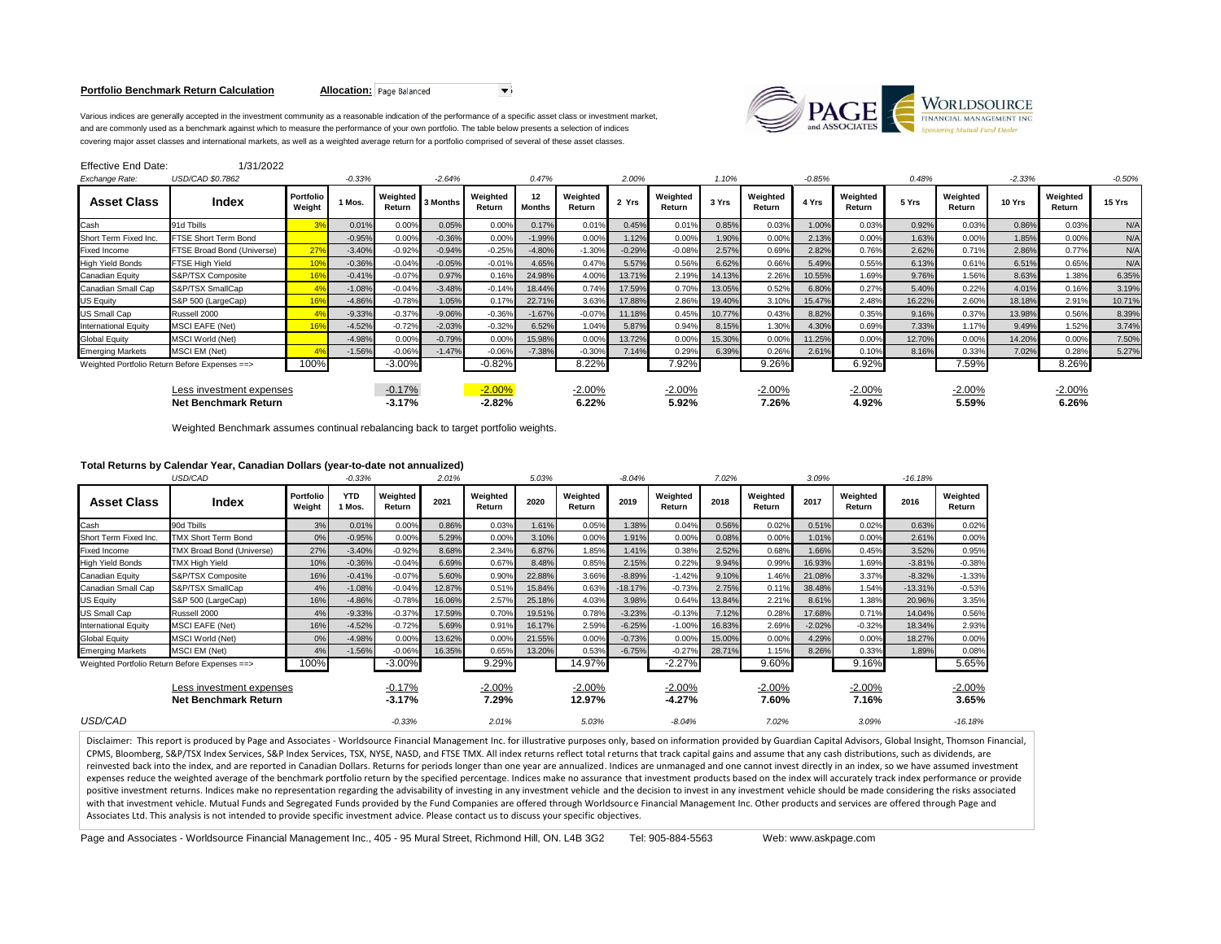**Portfolio Benchmark Return Calculation** **Allocation:** Page Balanced

Various indices are generally accepted in the investment community as a reasonable indication of the performance of a specific asset class or investment market, and are commonly used as a benchmark against which to measure the performance of your own portfolio. The table below presents a selection of indices covering major asset classes and international markets, as well as a weighted average return for a portfolio comprised of several of these asset classes.

Effective End Date: 1/31/2022

| *Exchange Rate:* | *USD/CAD $0.7862* | | *-0.33%* | | *-2.64%* | | *0.47%* | | *2.00%* | | *1.10%* | | *-0.85%* | | *0.48%* | | *-2.33%* | | *-0.50%* |
|---|---|---|---|---|---|---|---|---|---|---|---|---|---|---|---|---|---|---|---|
| **Asset Class** | **Index** | **Portfolio Weight** | **1 Mos.** | **Weighted Return** | **3 Months** | **Weighted Return** | **12 Months** | **Weighted Return** | **2 Yrs** | **Weighted Return** | **3 Yrs** | **Weighted Return** | **4 Yrs** | **Weighted Return** | **5 Yrs** | **Weighted Return** | **10 Yrs** | **Weighted Return** | **15 Yrs** |
| Cash | 91d Tbills | 3% | 0.01% | 0.00% | 0.05% | 0.00% | 0.17% | 0.01% | 0.45% | 0.01% | 0.85% | 0.03% | 1.00% | 0.03% | 0.92% | 0.03% | 0.86% | 0.03% | N/A |
| Short Term Fixed Inc. | FTSE Short Term Bond | | -0.95% | 0.00% | -0.36% | 0.00% | -1.99% | 0.00% | 1.12% | 0.00% | 1.90% | 0.00% | 2.13% | 0.00% | 1.63% | 0.00% | 1.85% | 0.00% | N/A |
| Fixed Income | FTSE Broad Bond (Universe) | 27% | -3.40% | -0.92% | -0.94% | -0.25% | -4.80% | -1.30% | -0.29% | -0.08% | 2.57% | 0.69% | 2.82% | 0.76% | 2.62% | 0.71% | 2.86% | 0.77% | N/A |
| High Yield Bonds | FTSE High Yield | 10% | -0.36% | -0.04% | -0.05% | -0.01% | 4.65% | 0.47% | 5.57% | 0.56% | 6.62% | 0.66% | 5.49% | 0.55% | 6.13% | 0.61% | 6.51% | 0.65% | N/A |
| Canadian Equity | S&P/TSX Composite | 16% | -0.41% | -0.07% | 0.97% | 0.16% | 24.98% | 4.00% | 13.71% | 2.19% | 14.13% | 2.26% | 10.55% | 1.69% | 9.76% | 1.56% | 8.63% | 1.38% | 6.35% |
| Canadian Small Cap | S&P/TSX SmallCap | 4% | -1.08% | -0.04% | -3.48% | -0.14% | 18.44% | 0.74% | 17.59% | 0.70% | 13.05% | 0.52% | 6.80% | 0.27% | 5.40% | 0.22% | 4.01% | 0.16% | 3.19% |
| US Equity | S&P 500 (LargeCap) | 16% | -4.86% | -0.78% | 1.05% | 0.17% | 22.71% | 3.63% | 17.88% | 2.86% | 19.40% | 3.10% | 15.47% | 2.48% | 16.22% | 2.60% | 18.18% | 2.91% | 10.71% |
| US Small Cap | Russell 2000 | 4% | -9.33% | -0.37% | -9.06% | -0.36% | -1.67% | -0.07% | 11.18% | 0.45% | 10.77% | 0.43% | 8.82% | 0.35% | 9.16% | 0.37% | 13.98% | 0.56% | 8.39% |
| International Equity | MSCI EAFE (Net) | 16% | -4.52% | -0.72% | -2.03% | -0.32% | 6.52% | 1.04% | 5.87% | 0.94% | 8.15% | 1.30% | 4.30% | 0.69% | 7.33% | 1.17% | 9.49% | 1.52% | 3.74% |
| Global Equity | MSCI World (Net) | | -4.98% | 0.00% | -0.79% | 0.00% | 15.98% | 0.00% | 13.72% | 0.00% | 15.30% | 0.00% | 11.25% | 0.00% | 12.70% | 0.00% | 14.20% | 0.00% | 7.50% |
| Emerging Markets | MSCI EM (Net) | 4% | -1.56% | -0.06% | -1.47% | -0.06% | -7.38% | -0.30% | 7.14% | 0.29% | 6.39% | 0.26% | 2.61% | 0.10% | 8.16% | 0.33% | 7.02% | 0.28% | 5.27% |
| Weighted Portfolio Return Before Expenses ==> | | 100% | | -3.00% | | -0.82% | | 8.22% | | 7.92% | | 9.26% | | 6.92% | | 7.59% | | 8.26% | |
| | Less investment expenses | | | -0.17% | | -2.00% | | -2.00% | | -2.00% | | -2.00% | | -2.00% | | -2.00% | | -2.00% | |
| | **Net Benchmark Return** | | | **-3.17%** | | **-2.82%** | | **6.22%** | | **5.92%** | | **7.26%** | | **4.92%** | | **5.59%** | | **6.26%** | |

Weighted Benchmark assumes continual rebalancing back to target portfolio weights.

**Total Returns by Calendar Year, Canadian Dollars (year-to-date not annualized)**

| | *USD/CAD* | | *-0.33%* | | *2.01%* | | *5.03%* | | *-8.04%* | | *7.02%* | | *3.09%* | | *-16.18%* | |
|---|---|---|---|---|---|---|---|---|---|---|---|---|---|---|---|---|
| **Asset Class** | **Index** | **Portfolio Weight** | **YTD 1 Mos.** | **Weighted Return** | **2021** | **Weighted Return** | **2020** | **Weighted Return** | **2019** | **Weighted Return** | **2018** | **Weighted Return** | **2017** | **Weighted Return** | **2016** | **Weighted Return** |
| Cash | 90d Tbills | 3% | 0.01% | 0.00% | 0.86% | 0.03% | 1.61% | 0.05% | 1.38% | 0.04% | 0.56% | 0.02% | 0.51% | 0.02% | 0.63% | 0.02% |
| Short Term Fixed Inc. | TMX Short Term Bond | 0% | -0.95% | 0.00% | 5.29% | 0.00% | 3.10% | 0.00% | 1.91% | 0.00% | 0.08% | 0.00% | 1.01% | 0.00% | 2.61% | 0.00% |
| Fixed Income | TMX Broad Bond (Universe) | 27% | -3.40% | -0.92% | 8.68% | 2.34% | 6.87% | 1.85% | 1.41% | 0.38% | 2.52% | 0.68% | 1.66% | 0.45% | 3.52% | 0.95% |
| High Yield Bonds | TMX High Yield | 10% | -0.36% | -0.04% | 6.69% | 0.67% | 8.48% | 0.85% | 2.15% | 0.22% | 9.94% | 0.99% | 16.93% | 1.69% | -3.81% | -0.38% |
| Canadian Equity | S&P/TSX Composite | 16% | -0.41% | -0.07% | 5.60% | 0.90% | 22.88% | 3.66% | -8.89% | -1.42% | 9.10% | 1.46% | 21.08% | 3.37% | -8.32% | -1.33% |
| Canadian Small Cap | S&P/TSX SmallCap | 4% | -1.08% | -0.04% | 12.87% | 0.51% | 15.84% | 0.63% | -18.17% | -0.73% | 2.75% | 0.11% | 38.48% | 1.54% | -13.31% | -0.53% |
| US Equity | S&P 500 (LargeCap) | 16% | -4.86% | -0.78% | 16.06% | 2.57% | 25.18% | 4.03% | 3.98% | 0.64% | 13.84% | 2.21% | 8.61% | 1.38% | 20.96% | 3.35% |
| US Small Cap | Russell 2000 | 4% | -9.33% | -0.37% | 17.59% | 0.70% | 19.51% | 0.78% | -3.23% | -0.13% | 7.12% | 0.28% | 17.68% | 0.71% | 14.04% | 0.56% |
| International Equity | MSCI EAFE (Net) | 16% | -4.52% | -0.72% | 5.69% | 0.91% | 16.17% | 2.59% | -6.25% | -1.00% | 16.83% | 2.69% | -2.02% | -0.32% | 18.34% | 2.93% |
| Global Equity | MSCI World (Net) | 0% | -4.98% | 0.00% | 13.62% | 0.00% | 21.55% | 0.00% | -0.73% | 0.00% | 15.00% | 0.00% | 4.29% | 0.00% | 18.27% | 0.00% |
| Emerging Markets | MSCI EM (Net) | 4% | -1.56% | -0.06% | 16.35% | 0.65% | 13.20% | 0.53% | -6.75% | -0.27% | 28.71% | 1.15% | 8.26% | 0.33% | 1.89% | 0.08% |
| Weighted Portfolio Return Before Expenses ==> | | 100% | | -3.00% | | 9.29% | | 14.97% | | -2.27% | | 9.60% | | 9.16% | | 5.65% |
| | Less investment expenses | | | -0.17% | | -2.00% | | -2.00% | | -2.00% | | -2.00% | | -2.00% | | -2.00% |
| | **Net Benchmark Return** | | | **-3.17%** | | **7.29%** | | **12.97%** | | **-4.27%** | | **7.60%** | | **7.16%** | | **3.65%** |
| *USD/CAD* | | | | *-0.33%* | | *2.01%* | | *5.03%* | | *-8.04%* | | *7.02%* | | *3.09%* | | *-16.18%* |

Disclaimer: This report is produced by Page and Associates - Worldsource Financial Management Inc. for illustrative purposes only, based on information provided by Guardian Capital Advisors, Global Insight, Thomson Financial, CPMS, Bloomberg, S&P/TSX Index Services, S&P Index Services, TSX, NYSE, NASD, and FTSE TMX. All index returns reflect total returns that track capital gains and assume that any cash distributions, such as dividends, are reinvested back into the index, and are reported in Canadian Dollars. Returns for periods longer than one year are annualized. Indices are unmanaged and one cannot invest directly in an index, so we have assumed investment expenses reduce the weighted average of the benchmark portfolio return by the specified percentage. Indices make no assurance that investment products based on the index will accurately track index performance or provide positive investment returns. Indices make no representation regarding the advisability of investing in any investment vehicle and the decision to invest in any investment vehicle should be made considering the risks associated with that investment vehicle. Mutual Funds and Segregated Funds provided by the Fund Companies are offered through Worldsource Financial Management Inc. Other products and services are offered through Page and Associates Ltd. This analysis is not intended to provide specific investment advice. Please contact us to discuss your specific objectives.

Page and Associates - Worldsource Financial Management Inc., 405 - 95 Mural Street, Richmond Hill, ON. L4B 3G2 Tel: 905-884-5563 Web: www.askpage.com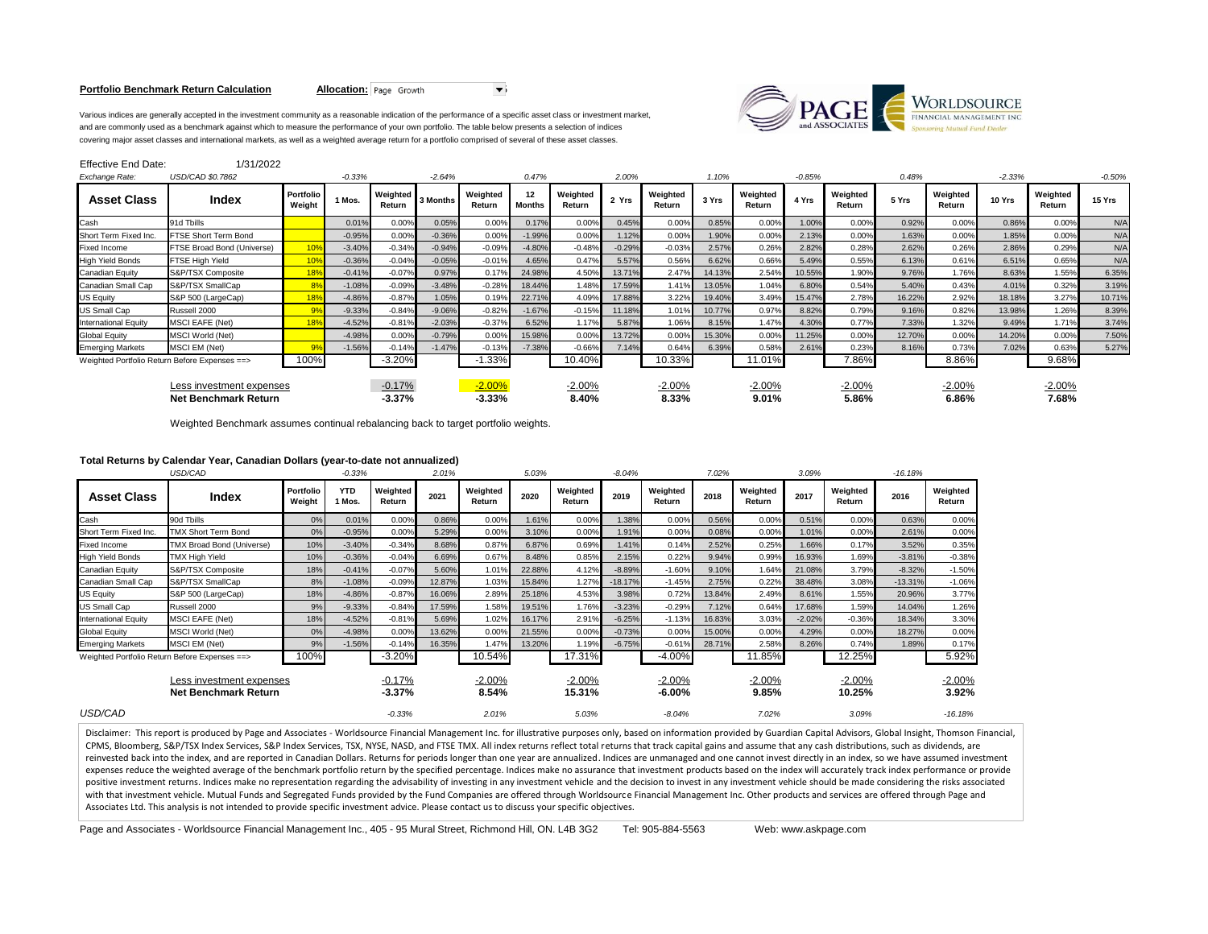**Portfolio Benchmark Return Calculation** **Allocation:** Page Growth

Various indices are generally accepted in the investment community as a reasonable indication of the performance of a specific asset class or investment market, and are commonly used as a benchmark against which to measure the performance of your own portfolio. The table below presents a selection of indices covering major asset classes and international markets, as well as a weighted average return for a portfolio comprised of several of these asset classes.

Effective End Date: 1/31/2022

| *Exchange Rate:* | *USD/CAD $0.7862* | | *-0.33%* | | *-2.64%* | | *0.47%* | | *2.00%* | | *1.10%* | | *-0.85%* | | *0.48%* | | *-2.33%* | | *-0.50%* |
|---|---|---|---|---|---|---|---|---|---|---|---|---|---|---|---|---|---|---|---|
| **Asset Class** | **Index** | **Portfolio Weight** | **1 Mos.** | **Weighted Return** | **3 Months** | **Weighted Return** | **12 Months** | **Weighted Return** | **2 Yrs** | **Weighted Return** | **3 Yrs** | **Weighted Return** | **4 Yrs** | **Weighted Return** | **5 Yrs** | **Weighted Return** | **10 Yrs** | **Weighted Return** | **15 Yrs** |
| Cash | 91d Tbills | | 0.01% | 0.00% | 0.05% | 0.00% | 0.17% | 0.00% | 0.45% | 0.00% | 0.85% | 0.00% | 1.00% | 0.00% | 0.92% | 0.00% | 0.86% | 0.00% | N/A |
| Short Term Fixed Inc. | FTSE Short Term Bond | | -0.95% | 0.00% | -0.36% | 0.00% | -1.99% | 0.00% | 1.12% | 0.00% | 1.90% | 0.00% | 2.13% | 0.00% | 1.63% | 0.00% | 1.85% | 0.00% | N/A |
| Fixed Income | FTSE Broad Bond (Universe) | 10% | -3.40% | -0.34% | -0.94% | -0.09% | -4.80% | -0.48% | -0.29% | -0.03% | 2.57% | 0.26% | 2.82% | 0.28% | 2.62% | 0.26% | 2.86% | 0.29% | N/A |
| High Yield Bonds | FTSE High Yield | 10% | -0.36% | -0.04% | -0.05% | -0.01% | 4.65% | 0.47% | 5.57% | 0.56% | 6.62% | 0.66% | 5.49% | 0.55% | 6.13% | 0.61% | 6.51% | 0.65% | N/A |
| Canadian Equity | S&P/TSX Composite | 18% | -0.41% | -0.07% | 0.97% | 0.17% | 24.98% | 4.50% | 13.71% | 2.47% | 14.13% | 2.54% | 10.55% | 1.90% | 9.76% | 1.76% | 8.63% | 1.55% | 6.35% |
| Canadian Small Cap | S&P/TSX SmallCap | 8% | -1.08% | -0.09% | -3.48% | -0.28% | 18.44% | 1.48% | 17.59% | 1.41% | 13.05% | 1.04% | 6.80% | 0.54% | 5.40% | 0.43% | 4.01% | 0.32% | 3.19% |
| US Equity | S&P 500 (LargeCap) | 18% | -4.86% | -0.87% | 1.05% | 0.19% | 22.71% | 4.09% | 17.88% | 3.22% | 19.40% | 3.49% | 15.47% | 2.78% | 16.22% | 2.92% | 18.18% | 3.27% | 10.71% |
| US Small Cap | Russell 2000 | 9% | -9.33% | -0.84% | -9.06% | -0.82% | -1.67% | -0.15% | 11.18% | 1.01% | 10.77% | 0.97% | 8.82% | 0.79% | 9.16% | 0.82% | 13.98% | 1.26% | 8.39% |
| International Equity | MSCI EAFE (Net) | 18% | -4.52% | -0.81% | -2.03% | -0.37% | 6.52% | 1.17% | 5.87% | 1.06% | 8.15% | 1.47% | 4.30% | 0.77% | 7.33% | 1.32% | 9.49% | 1.71% | 3.74% |
| Global Equity | MSCI World (Net) | | -4.98% | 0.00% | -0.79% | 0.00% | 15.98% | 0.00% | 13.72% | 0.00% | 15.30% | 0.00% | 11.25% | 0.00% | 12.70% | 0.00% | 14.20% | 0.00% | 7.50% |
| Emerging Markets | MSCI EM (Net) | 9% | -1.56% | -0.14% | -1.47% | -0.13% | -7.38% | -0.66% | 7.14% | 0.64% | 6.39% | 0.58% | 2.61% | 0.23% | 8.16% | 0.73% | 7.02% | 0.63% | 5.27% |
| Weighted Portfolio Return Before Expenses ==> | | 100% | | -3.20% | | -1.33% | | 10.40% | | 10.33% | | 11.01% | | 7.86% | | 8.86% | | 9.68% | |
| | Less investment expenses | | | -0.17% | | -2.00% | | -2.00% | | -2.00% | | -2.00% | | -2.00% | | -2.00% | | -2.00% | |
| | **Net Benchmark Return** | | | **-3.37%** | | **-3.33%** | | **8.40%** | | **8.33%** | | **9.01%** | | **5.86%** | | **6.86%** | | **7.68%** | |

Weighted Benchmark assumes continual rebalancing back to target portfolio weights.

**Total Returns by Calendar Year, Canadian Dollars (year-to-date not annualized)**

| | *USD/CAD* | | *-0.33%* | | *2.01%* | | *5.03%* | | *-8.04%* | | *7.02%* | | *3.09%* | | *-16.18%* | |
|---|---|---|---|---|---|---|---|---|---|---|---|---|---|---|---|---|
| **Asset Class** | **Index** | **Portfolio Weight** | **YTD 1 Mos.** | **Weighted Return** | **2021** | **Weighted Return** | **2020** | **Weighted Return** | **2019** | **Weighted Return** | **2018** | **Weighted Return** | **2017** | **Weighted Return** | **2016** | **Weighted Return** |
| Cash | 90d Tbills | 0% | 0.01% | 0.00% | 0.86% | 0.00% | 1.61% | 0.00% | 1.38% | 0.00% | 0.56% | 0.00% | 0.51% | 0.00% | 0.63% | 0.00% |
| Short Term Fixed Inc. | TMX Short Term Bond | 0% | -0.95% | 0.00% | 5.29% | 0.00% | 3.10% | 0.00% | 1.91% | 0.00% | 0.08% | 0.00% | 1.01% | 0.00% | 2.61% | 0.00% |
| Fixed Income | TMX Broad Bond (Universe) | 10% | -3.40% | -0.34% | 8.68% | 0.87% | 6.87% | 0.69% | 1.41% | 0.14% | 2.52% | 0.25% | 1.66% | 0.17% | 3.52% | 0.35% |
| High Yield Bonds | TMX High Yield | 10% | -0.36% | -0.04% | 6.69% | 0.67% | 8.48% | 0.85% | 2.15% | 0.22% | 9.94% | 0.99% | 16.93% | 1.69% | -3.81% | -0.38% |
| Canadian Equity | S&P/TSX Composite | 18% | -0.41% | -0.07% | 5.60% | 1.01% | 22.88% | 4.12% | -8.89% | -1.60% | 9.10% | 1.64% | 21.08% | 3.79% | -8.32% | -1.50% |
| Canadian Small Cap | S&P/TSX SmallCap | 8% | -1.08% | -0.09% | 12.87% | 1.03% | 15.84% | 1.27% | -18.17% | -1.45% | 2.75% | 0.22% | 38.48% | 3.08% | -13.31% | -1.06% |
| US Equity | S&P 500 (LargeCap) | 18% | -4.86% | -0.87% | 16.06% | 2.89% | 25.18% | 4.53% | 3.98% | 0.72% | 13.84% | 2.49% | 8.61% | 1.55% | 20.96% | 3.77% |
| US Small Cap | Russell 2000 | 9% | -9.33% | -0.84% | 17.59% | 1.58% | 19.51% | 1.76% | -3.23% | -0.29% | 7.12% | 0.64% | 17.68% | 1.59% | 14.04% | 1.26% |
| International Equity | MSCI EAFE (Net) | 18% | -4.52% | -0.81% | 5.69% | 1.02% | 16.17% | 2.91% | -6.25% | -1.13% | 16.83% | 3.03% | -2.02% | -0.36% | 18.34% | 3.30% |
| Global Equity | MSCI World (Net) | 0% | -4.98% | 0.00% | 13.62% | 0.00% | 21.55% | 0.00% | -0.73% | 0.00% | 15.00% | 0.00% | 4.29% | 0.00% | 18.27% | 0.00% |
| Emerging Markets | MSCI EM (Net) | 9% | -1.56% | -0.14% | 16.35% | 1.47% | 13.20% | 1.19% | -6.75% | -0.61% | 28.71% | 2.58% | 8.26% | 0.74% | 1.89% | 0.17% |
| Weighted Portfolio Return Before Expenses ==> | | 100% | | -3.20% | | 10.54% | | 17.31% | | -4.00% | | 11.85% | | 12.25% | | 5.92% |
| | Less investment expenses | | | -0.17% | | -2.00% | | -2.00% | | -2.00% | | -2.00% | | -2.00% | | -2.00% |
| | **Net Benchmark Return** | | | **-3.37%** | | **8.54%** | | **15.31%** | | **-6.00%** | | **9.85%** | | **10.25%** | | **3.92%** |
| *USD/CAD* | | | | *-0.33%* | | *2.01%* | | *5.03%* | | *-8.04%* | | *7.02%* | | *3.09%* | | *-16.18%* |

Disclaimer: This report is produced by Page and Associates - Worldsource Financial Management Inc. for illustrative purposes only, based on information provided by Guardian Capital Advisors, Global Insight, Thomson Financial, CPMS, Bloomberg, S&P/TSX Index Services, S&P Index Services, TSX, NYSE, NASD, and FTSE TMX. All index returns reflect total returns that track capital gains and assume that any cash distributions, such as dividends, are reinvested back into the index, and are reported in Canadian Dollars. Returns for periods longer than one year are annualized. Indices are unmanaged and one cannot invest directly in an index, so we have assumed investment expenses reduce the weighted average of the benchmark portfolio return by the specified percentage. Indices make no assurance that investment products based on the index will accurately track index performance or provide positive investment returns. Indices make no representation regarding the advisability of investing in any investment vehicle and the decision to invest in any investment vehicle should be made considering the risks associated with that investment vehicle. Mutual Funds and Segregated Funds provided by the Fund Companies are offered through Worldsource Financial Management Inc. Other products and services are offered through Page and Associates Ltd. This analysis is not intended to provide specific investment advice. Please contact us to discuss your specific objectives.

Page and Associates - Worldsource Financial Management Inc., 405 - 95 Mural Street, Richmond Hill, ON. L4B 3G2 Tel: 905-884-5563 Web: www.askpage.com